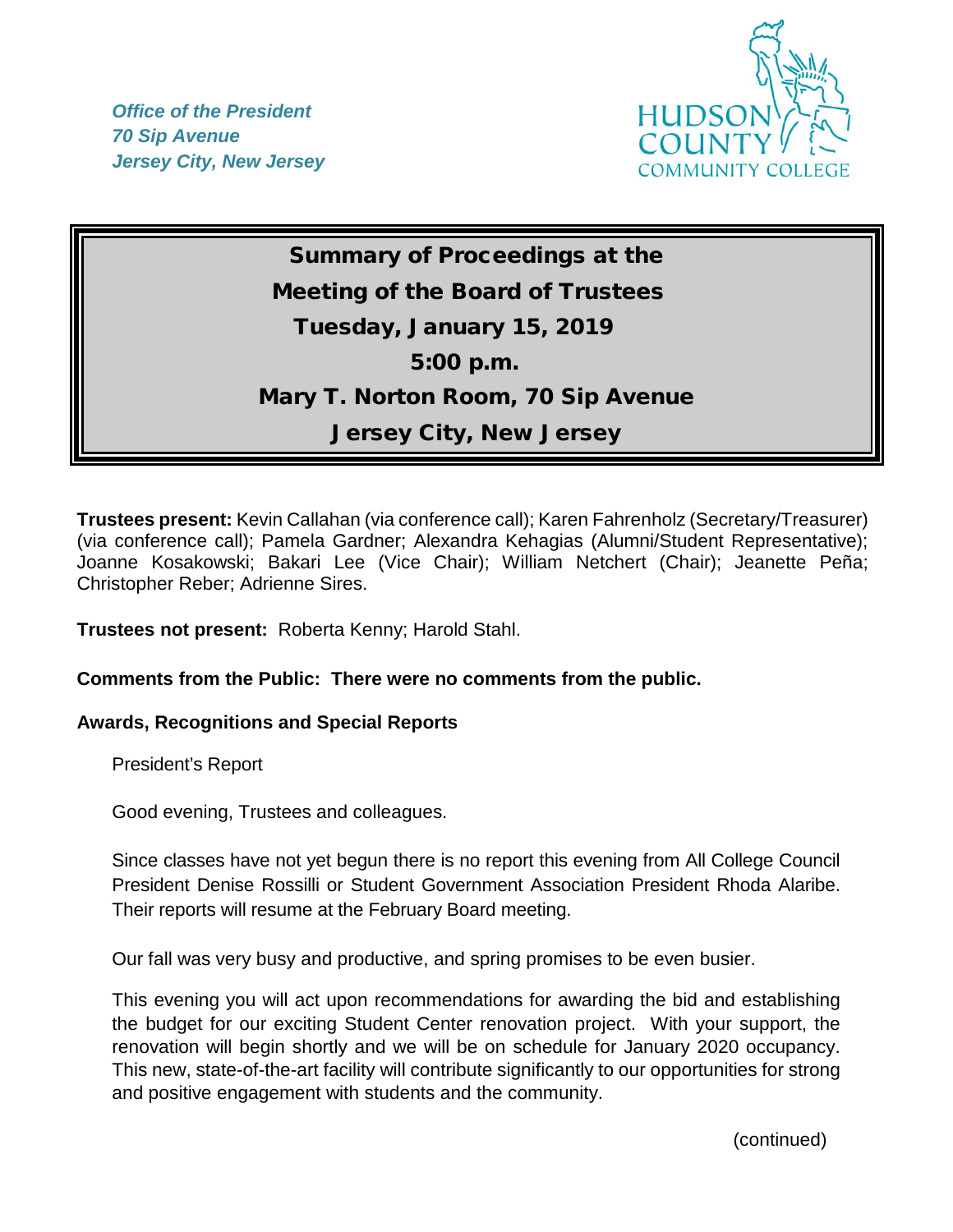*Office of the President*
*70 Sip Avenue*
*Jersey City, New Jersey*

HUDSON COUNTY COMMUNITY COLLEGE

# Summary of Proceedings at the Meeting of the Board of Trustees

**Tuesday, January 15, 2019**

**5:00 p.m.**

**Mary T. Norton Room, 70 Sip Avenue**

**Jersey City, New Jersey**

**Trustees present:** Kevin Callahan (via conference call); Karen Fahrenholz (Secretary/Treasurer) (via conference call); Pamela Gardner; Alexandra Kehagias (Alumni/Student Representative); Joanne Kosakowski; Bakari Lee (Vice Chair); William Netchert (Chair); Jeanette Peña; Christopher Reber; Adrienne Sires.

**Trustees not present:** Roberta Kenny; Harold Stahl.

**Comments from the Public: There were no comments from the public.**

**Awards, Recognitions and Special Reports**

President's Report

Good evening, Trustees and colleagues.

Since classes have not yet begun there is no report this evening from All College Council President Denise Rossilli or Student Government Association President Rhoda Alaribe. Their reports will resume at the February Board meeting.

Our fall was very busy and productive, and spring promises to be even busier.

This evening you will act upon recommendations for awarding the bid and establishing the budget for our exciting Student Center renovation project. With your support, the renovation will begin shortly and we will be on schedule for January 2020 occupancy. This new, state-of-the-art facility will contribute significantly to our opportunities for strong and positive engagement with students and the community.

(continued)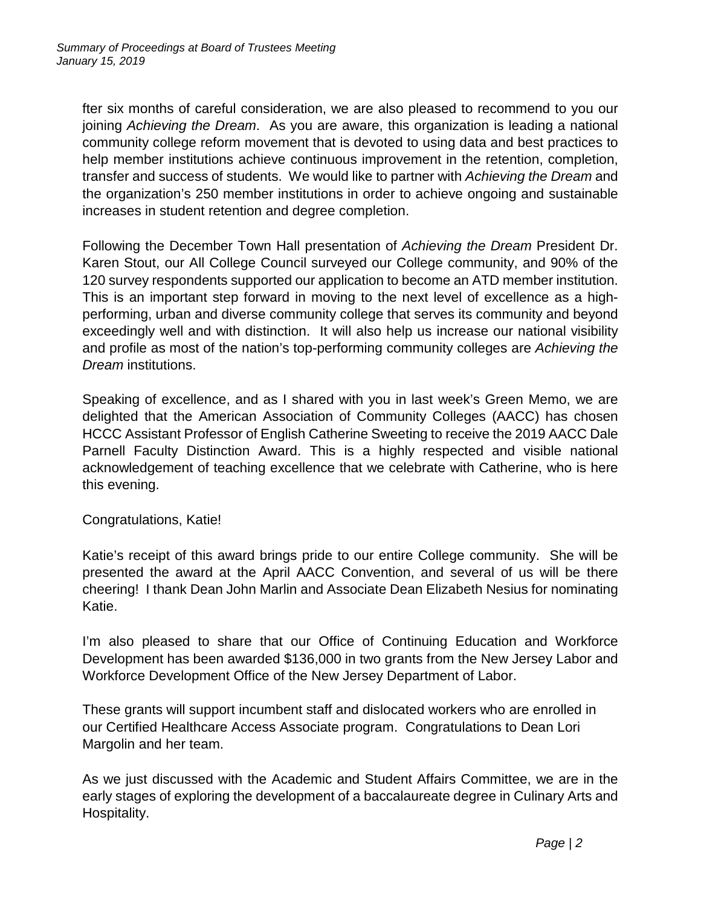fter six months of careful consideration, we are also pleased to recommend to you our joining *Achieving the Dream*. As you are aware, this organization is leading a national community college reform movement that is devoted to using data and best practices to help member institutions achieve continuous improvement in the retention, completion, transfer and success of students. We would like to partner with *Achieving the Dream* and the organization's 250 member institutions in order to achieve ongoing and sustainable increases in student retention and degree completion.

Following the December Town Hall presentation of *Achieving the Dream* President Dr. Karen Stout, our All College Council surveyed our College community, and 90% of the 120 survey respondents supported our application to become an ATD member institution. This is an important step forward in moving to the next level of excellence as a high-performing, urban and diverse community college that serves its community and beyond exceedingly well and with distinction. It will also help us increase our national visibility and profile as most of the nation's top-performing community colleges are *Achieving the Dream* institutions.

Speaking of excellence, and as I shared with you in last week's Green Memo, we are delighted that the American Association of Community Colleges (AACC) has chosen HCCC Assistant Professor of English Catherine Sweeting to receive the 2019 AACC Dale Parnell Faculty Distinction Award. This is a highly respected and visible national acknowledgement of teaching excellence that we celebrate with Catherine, who is here this evening.

Congratulations, Katie!

Katie's receipt of this award brings pride to our entire College community. She will be presented the award at the April AACC Convention, and several of us will be there cheering! I thank Dean John Marlin and Associate Dean Elizabeth Nesius for nominating Katie.

I'm also pleased to share that our Office of Continuing Education and Workforce Development has been awarded $136,000 in two grants from the New Jersey Labor and Workforce Development Office of the New Jersey Department of Labor.

These grants will support incumbent staff and dislocated workers who are enrolled in our Certified Healthcare Access Associate program. Congratulations to Dean Lori Margolin and her team.

As we just discussed with the Academic and Student Affairs Committee, we are in the early stages of exploring the development of a baccalaureate degree in Culinary Arts and Hospitality.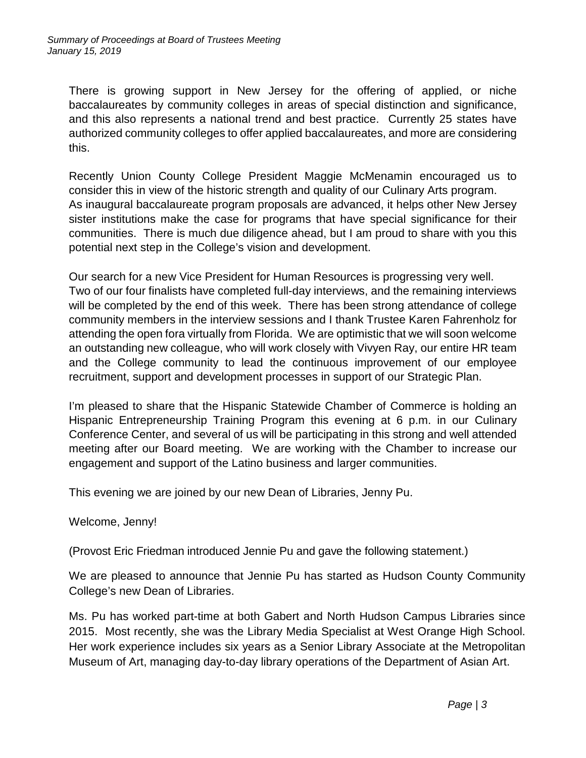There is growing support in New Jersey for the offering of applied, or niche baccalaureates by community colleges in areas of special distinction and significance, and this also represents a national trend and best practice. Currently 25 states have authorized community colleges to offer applied baccalaureates, and more are considering this.

Recently Union County College President Maggie McMenamin encouraged us to consider this in view of the historic strength and quality of our Culinary Arts program. As inaugural baccalaureate program proposals are advanced, it helps other New Jersey sister institutions make the case for programs that have special significance for their communities. There is much due diligence ahead, but I am proud to share with you this potential next step in the College's vision and development.

Our search for a new Vice President for Human Resources is progressing very well. Two of our four finalists have completed full-day interviews, and the remaining interviews will be completed by the end of this week. There has been strong attendance of college community members in the interview sessions and I thank Trustee Karen Fahrenholz for attending the open fora virtually from Florida. We are optimistic that we will soon welcome an outstanding new colleague, who will work closely with Vivyen Ray, our entire HR team and the College community to lead the continuous improvement of our employee recruitment, support and development processes in support of our Strategic Plan.

I'm pleased to share that the Hispanic Statewide Chamber of Commerce is holding an Hispanic Entrepreneurship Training Program this evening at 6 p.m. in our Culinary Conference Center, and several of us will be participating in this strong and well attended meeting after our Board meeting. We are working with the Chamber to increase our engagement and support of the Latino business and larger communities.

This evening we are joined by our new Dean of Libraries, Jenny Pu.

Welcome, Jenny!

(Provost Eric Friedman introduced Jennie Pu and gave the following statement.)

We are pleased to announce that Jennie Pu has started as Hudson County Community College's new Dean of Libraries.

Ms. Pu has worked part-time at both Gabert and North Hudson Campus Libraries since 2015. Most recently, she was the Library Media Specialist at West Orange High School. Her work experience includes six years as a Senior Library Associate at the Metropolitan Museum of Art, managing day-to-day library operations of the Department of Asian Art.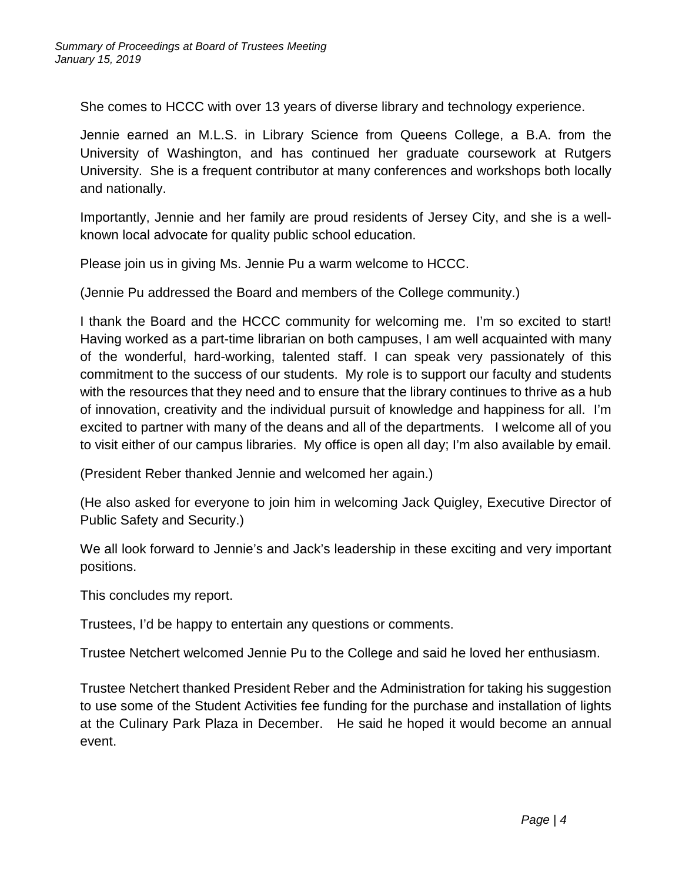She comes to HCCC with over 13 years of diverse library and technology experience.

Jennie earned an M.L.S. in Library Science from Queens College, a B.A. from the University of Washington, and has continued her graduate coursework at Rutgers University. She is a frequent contributor at many conferences and workshops both locally and nationally.

Importantly, Jennie and her family are proud residents of Jersey City, and she is a well-known local advocate for quality public school education.

Please join us in giving Ms. Jennie Pu a warm welcome to HCCC.

(Jennie Pu addressed the Board and members of the College community.)

I thank the Board and the HCCC community for welcoming me. I'm so excited to start! Having worked as a part-time librarian on both campuses, I am well acquainted with many of the wonderful, hard-working, talented staff. I can speak very passionately of this commitment to the success of our students. My role is to support our faculty and students with the resources that they need and to ensure that the library continues to thrive as a hub of innovation, creativity and the individual pursuit of knowledge and happiness for all. I'm excited to partner with many of the deans and all of the departments. I welcome all of you to visit either of our campus libraries. My office is open all day; I'm also available by email.

(President Reber thanked Jennie and welcomed her again.)

(He also asked for everyone to join him in welcoming Jack Quigley, Executive Director of Public Safety and Security.)

We all look forward to Jennie's and Jack's leadership in these exciting and very important positions.

This concludes my report.

Trustees, I'd be happy to entertain any questions or comments.

Trustee Netchert welcomed Jennie Pu to the College and said he loved her enthusiasm.

Trustee Netchert thanked President Reber and the Administration for taking his suggestion to use some of the Student Activities fee funding for the purchase and installation of lights at the Culinary Park Plaza in December. He said he hoped it would become an annual event.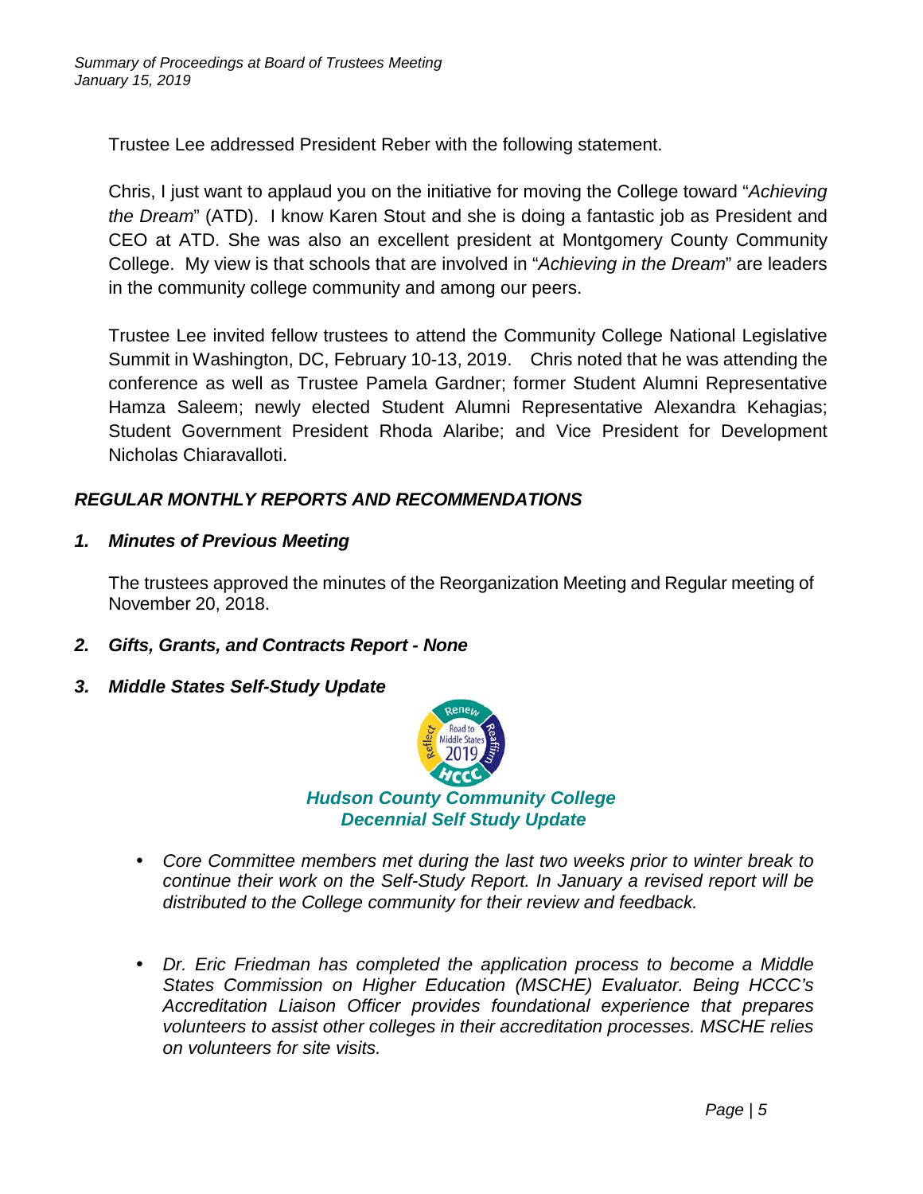Trustee Lee addressed President Reber with the following statement.

Chris, I just want to applaud you on the initiative for moving the College toward "*Achieving the Dream*" (ATD). I know Karen Stout and she is doing a fantastic job as President and CEO at ATD. She was also an excellent president at Montgomery County Community College. My view is that schools that are involved in "*Achieving in the Dream*" are leaders in the community college community and among our peers.

Trustee Lee invited fellow trustees to attend the Community College National Legislative Summit in Washington, DC, February 10-13, 2019. Chris noted that he was attending the conference as well as Trustee Pamela Gardner; former Student Alumni Representative Hamza Saleem; newly elected Student Alumni Representative Alexandra Kehagias; Student Government President Rhoda Alaribe; and Vice President for Development Nicholas Chiaravalloti.

## *REGULAR MONTHLY REPORTS AND RECOMMENDATIONS*

### *1. Minutes of Previous Meeting*

The trustees approved the minutes of the Reorganization Meeting and Regular meeting of November 20, 2018.

### *2. Gifts, Grants, and Contracts Report - None*

### *3. Middle States Self-Study Update*

***Hudson County Community College***
***Decennial Self Study Update***

- *Core Committee members met during the last two weeks prior to winter break to continue their work on the Self-Study Report. In January a revised report will be distributed to the College community for their review and feedback.*

- *Dr. Eric Friedman has completed the application process to become a Middle States Commission on Higher Education (MSCHE) Evaluator. Being HCCC's Accreditation Liaison Officer provides foundational experience that prepares volunteers to assist other colleges in their accreditation processes. MSCHE relies on volunteers for site visits.*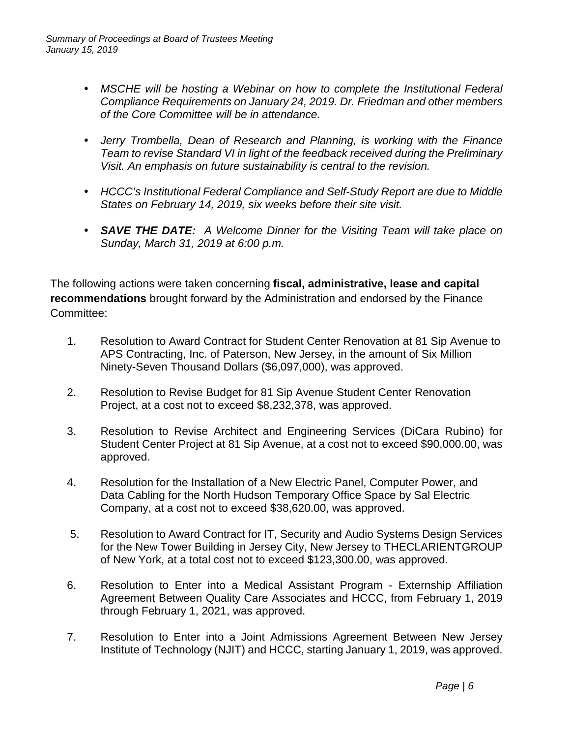- *MSCHE will be hosting a Webinar on how to complete the Institutional Federal Compliance Requirements on January 24, 2019. Dr. Friedman and other members of the Core Committee will be in attendance.*

- *Jerry Trombella, Dean of Research and Planning, is working with the Finance Team to revise Standard VI in light of the feedback received during the Preliminary Visit. An emphasis on future sustainability is central to the revision.*

- *HCCC's Institutional Federal Compliance and Self-Study Report are due to Middle States on February 14, 2019, six weeks before their site visit.*

- ***SAVE THE DATE:*** *A Welcome Dinner for the Visiting Team will take place on Sunday, March 31, 2019 at 6:00 p.m.*

The following actions were taken concerning **fiscal, administrative, lease and capital recommendations** brought forward by the Administration and endorsed by the Finance Committee:

1. Resolution to Award Contract for Student Center Renovation at 81 Sip Avenue to APS Contracting, Inc. of Paterson, New Jersey, in the amount of Six Million Ninety-Seven Thousand Dollars ($6,097,000), was approved.

2. Resolution to Revise Budget for 81 Sip Avenue Student Center Renovation Project, at a cost not to exceed $8,232,378, was approved.

3. Resolution to Revise Architect and Engineering Services (DiCara Rubino) for Student Center Project at 81 Sip Avenue, at a cost not to exceed $90,000.00, was approved.

4. Resolution for the Installation of a New Electric Panel, Computer Power, and Data Cabling for the North Hudson Temporary Office Space by Sal Electric Company, at a cost not to exceed $38,620.00, was approved.

5. Resolution to Award Contract for IT, Security and Audio Systems Design Services for the New Tower Building in Jersey City, New Jersey to THECLARIENTGROUP of New York, at a total cost not to exceed $123,300.00, was approved.

6. Resolution to Enter into a Medical Assistant Program - Externship Affiliation Agreement Between Quality Care Associates and HCCC, from February 1, 2019 through February 1, 2021, was approved.

7. Resolution to Enter into a Joint Admissions Agreement Between New Jersey Institute of Technology (NJIT) and HCCC, starting January 1, 2019, was approved.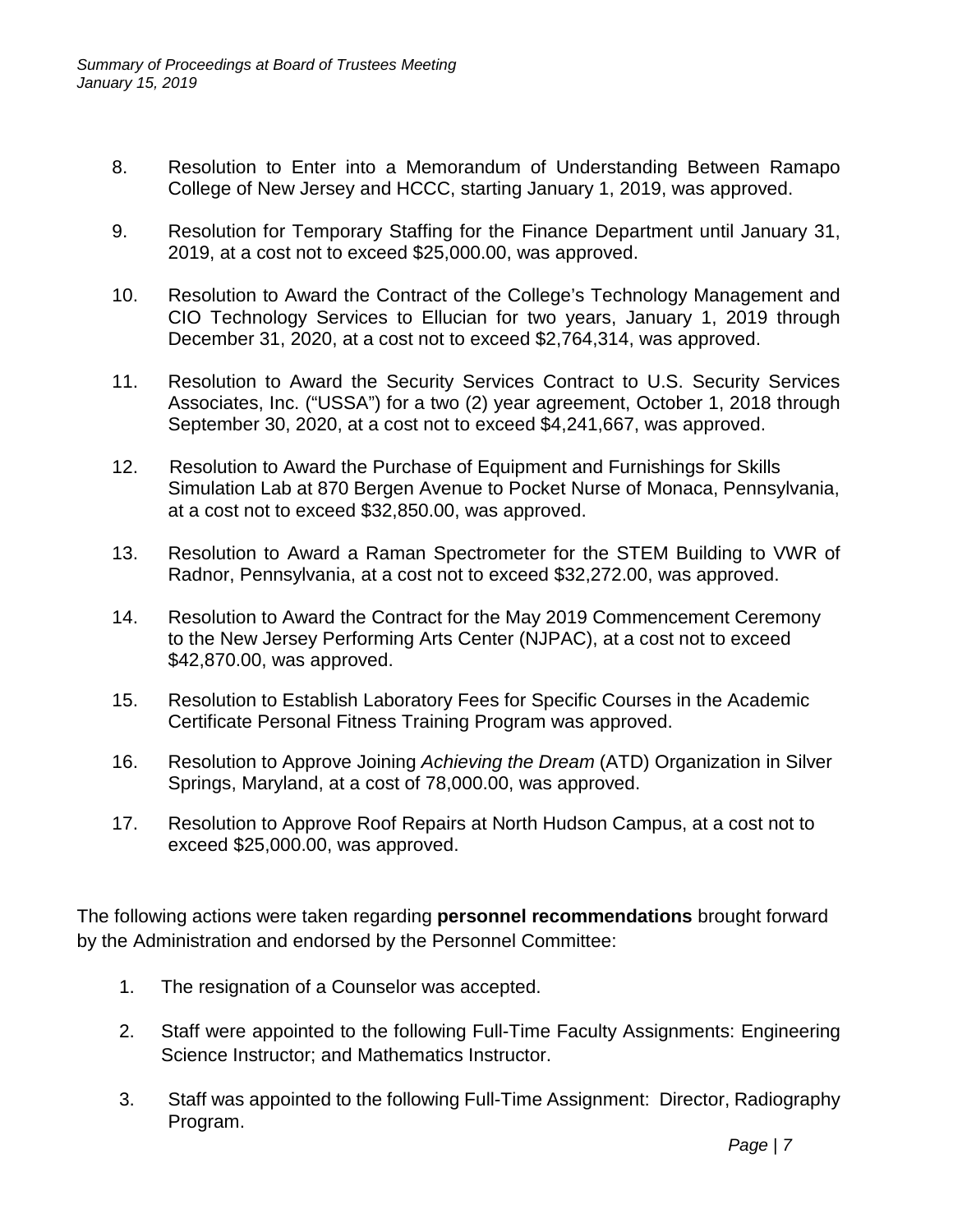8. Resolution to Enter into a Memorandum of Understanding Between Ramapo College of New Jersey and HCCC, starting January 1, 2019, was approved.

9. Resolution for Temporary Staffing for the Finance Department until January 31, 2019, at a cost not to exceed $25,000.00, was approved.

10. Resolution to Award the Contract of the College's Technology Management and CIO Technology Services to Ellucian for two years, January 1, 2019 through December 31, 2020, at a cost not to exceed $2,764,314, was approved.

11. Resolution to Award the Security Services Contract to U.S. Security Services Associates, Inc. ("USSA") for a two (2) year agreement, October 1, 2018 through September 30, 2020, at a cost not to exceed $4,241,667, was approved.

12. Resolution to Award the Purchase of Equipment and Furnishings for Skills Simulation Lab at 870 Bergen Avenue to Pocket Nurse of Monaca, Pennsylvania, at a cost not to exceed $32,850.00, was approved.

13. Resolution to Award a Raman Spectrometer for the STEM Building to VWR of Radnor, Pennsylvania, at a cost not to exceed $32,272.00, was approved.

14. Resolution to Award the Contract for the May 2019 Commencement Ceremony to the New Jersey Performing Arts Center (NJPAC), at a cost not to exceed $42,870.00, was approved.

15. Resolution to Establish Laboratory Fees for Specific Courses in the Academic Certificate Personal Fitness Training Program was approved.

16. Resolution to Approve Joining *Achieving the Dream* (ATD) Organization in Silver Springs, Maryland, at a cost of 78,000.00, was approved.

17. Resolution to Approve Roof Repairs at North Hudson Campus, at a cost not to exceed $25,000.00, was approved.

The following actions were taken regarding **personnel recommendations** brought forward by the Administration and endorsed by the Personnel Committee:

1. The resignation of a Counselor was accepted.

2. Staff were appointed to the following Full-Time Faculty Assignments: Engineering Science Instructor; and Mathematics Instructor.

3. Staff was appointed to the following Full-Time Assignment: Director, Radiography Program.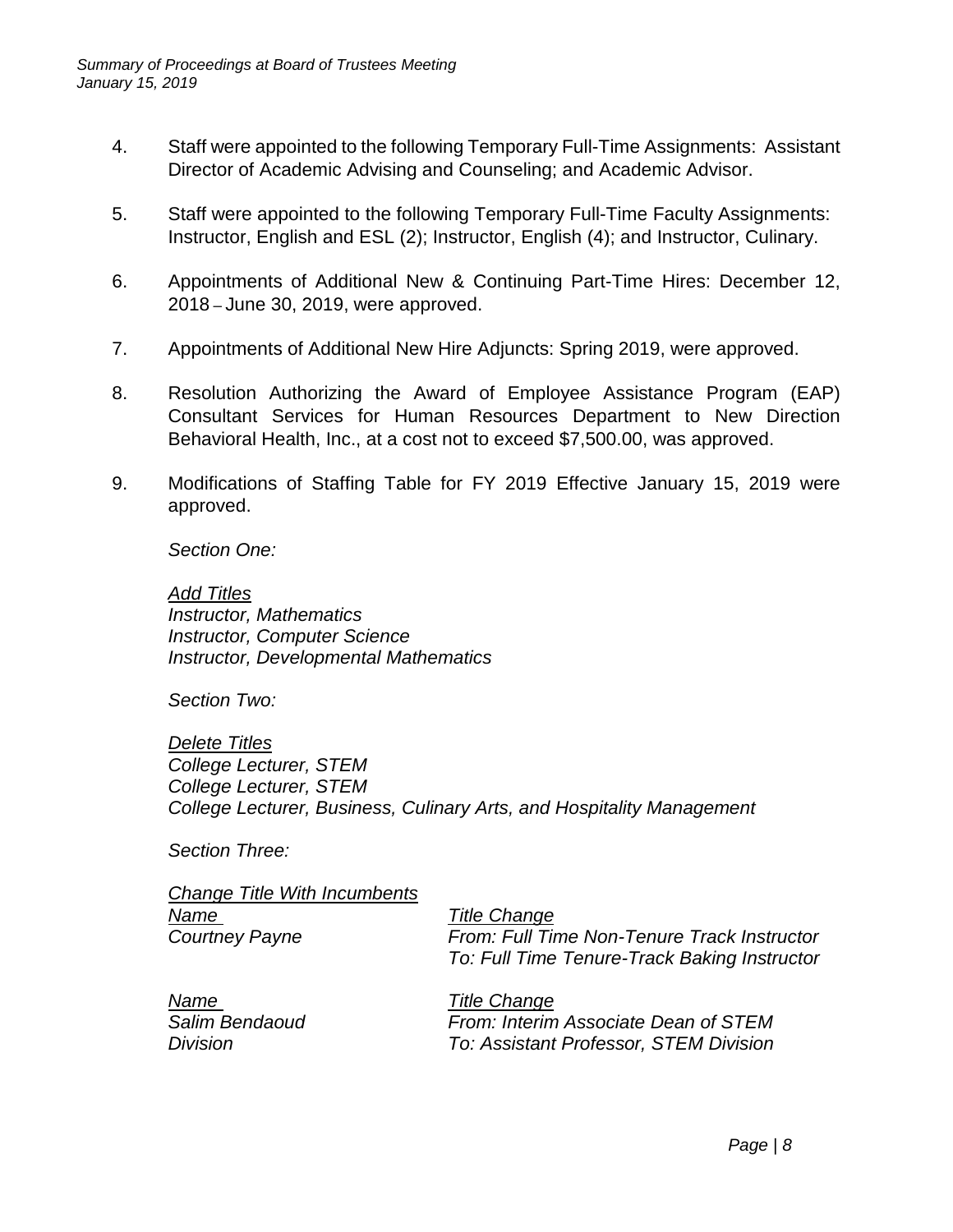4. Staff were appointed to the following Temporary Full-Time Assignments: Assistant Director of Academic Advising and Counseling; and Academic Advisor.

5. Staff were appointed to the following Temporary Full-Time Faculty Assignments: Instructor, English and ESL (2); Instructor, English (4); and Instructor, Culinary.

6. Appointments of Additional New & Continuing Part-Time Hires: December 12, 2018 – June 30, 2019, were approved.

7. Appointments of Additional New Hire Adjuncts: Spring 2019, were approved.

8. Resolution Authorizing the Award of Employee Assistance Program (EAP) Consultant Services for Human Resources Department to New Direction Behavioral Health, Inc., at a cost not to exceed $7,500.00, was approved.

9. Modifications of Staffing Table for FY 2019 Effective January 15, 2019 were approved.

   *Section One:*

   *<u>Add Titles</u>*
   *Instructor, Mathematics*
   *Instructor, Computer Science*
   *Instructor, Developmental Mathematics*

   *Section Two:*

   *<u>Delete Titles</u>*
   *College Lecturer, STEM*
   *College Lecturer, STEM*
   *College Lecturer, Business, Culinary Arts, and Hospitality Management*

   *Section Three:*

   *<u>Change Title With Incumbents</u>*

   | *Name* | *Title Change* |
   | --- | --- |
   | *Courtney Payne* | *From: Full Time Non-Tenure Track Instructor*<br>*To: Full Time Tenure-Track Baking Instructor* |

   | *Name* | *Title Change* |
   | --- | --- |
   | *Salim Bendaoud* | *From: Interim Associate Dean of STEM Division*<br>*To: Assistant Professor, STEM Division* |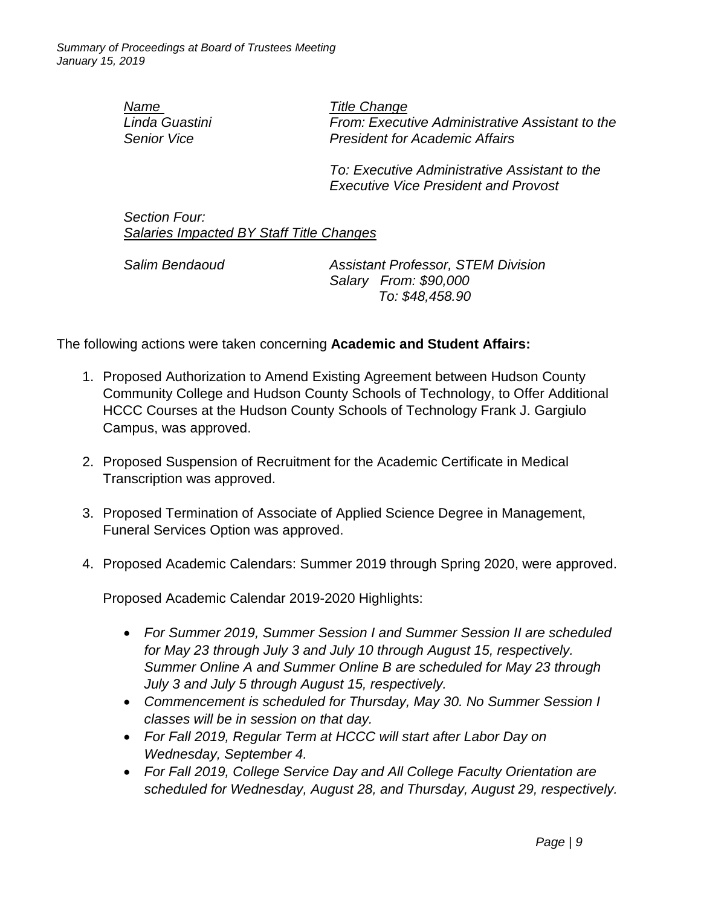| *Name* | *Title Change* |
|---|---|
| *Linda Guastini* | *From: Executive Administrative Assistant to the Senior Vice President for Academic Affairs* |
| | *To: Executive Administrative Assistant to the Executive Vice President and Provost* |

*Section Four:*
*Salaries Impacted BY Staff Title Changes*

| | |
|---|---|
| *Salim Bendaoud* | *Assistant Professor, STEM Division* |
| | *Salary From: $90,000* |
| | *To: $48,458.90* |

The following actions were taken concerning **Academic and Student Affairs:**

1. Proposed Authorization to Amend Existing Agreement between Hudson County Community College and Hudson County Schools of Technology, to Offer Additional HCCC Courses at the Hudson County Schools of Technology Frank J. Gargiulo Campus, was approved.

2. Proposed Suspension of Recruitment for the Academic Certificate in Medical Transcription was approved.

3. Proposed Termination of Associate of Applied Science Degree in Management, Funeral Services Option was approved.

4. Proposed Academic Calendars: Summer 2019 through Spring 2020, were approved.

   Proposed Academic Calendar 2019-2020 Highlights:

   - *For Summer 2019, Summer Session I and Summer Session II are scheduled for May 23 through July 3 and July 10 through August 15, respectively. Summer Online A and Summer Online B are scheduled for May 23 through July 3 and July 5 through August 15, respectively.*
   - *Commencement is scheduled for Thursday, May 30. No Summer Session I classes will be in session on that day.*
   - *For Fall 2019, Regular Term at HCCC will start after Labor Day on Wednesday, September 4.*
   - *For Fall 2019, College Service Day and All College Faculty Orientation are scheduled for Wednesday, August 28, and Thursday, August 29, respectively.*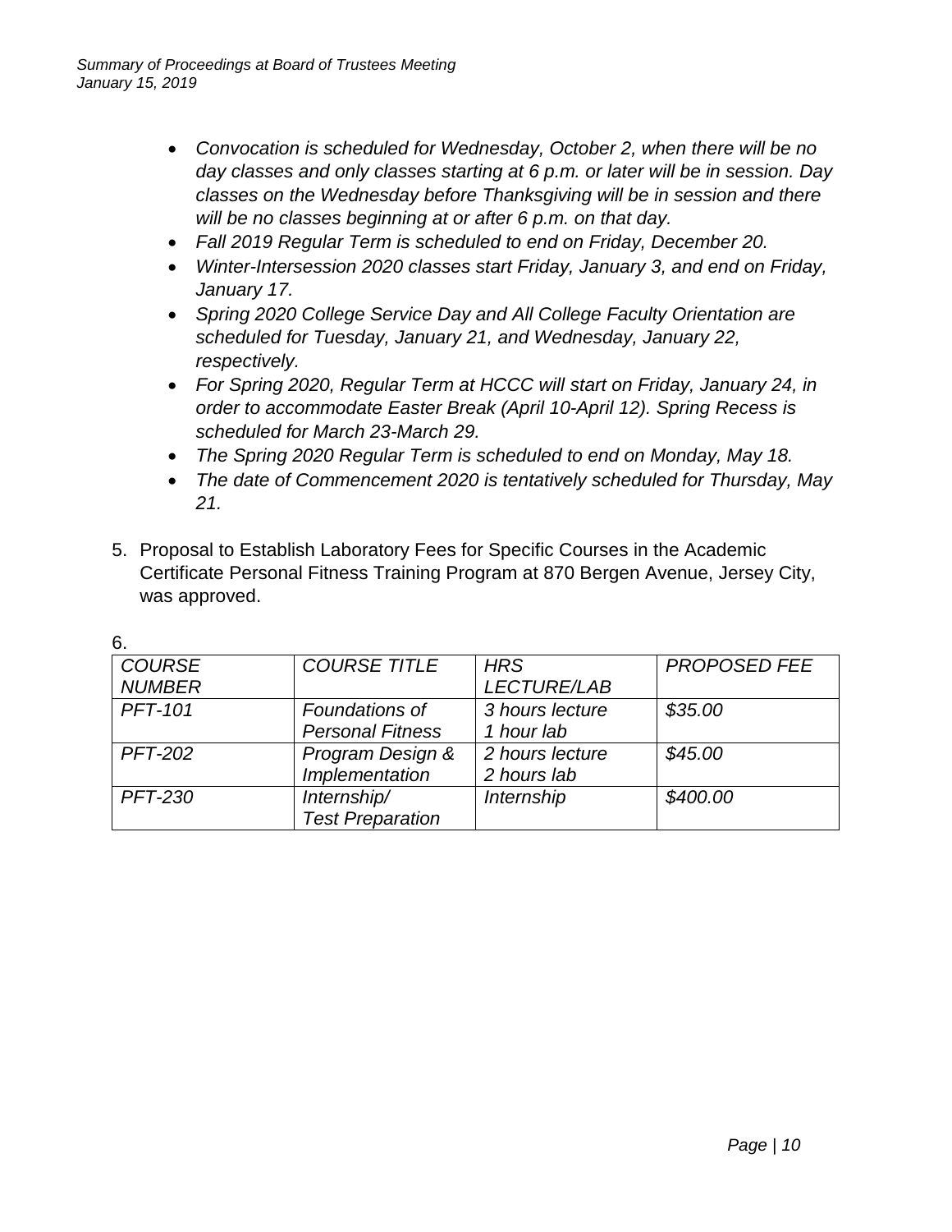- *Convocation is scheduled for Wednesday, October 2, when there will be no day classes and only classes starting at 6 p.m. or later will be in session. Day classes on the Wednesday before Thanksgiving will be in session and there will be no classes beginning at or after 6 p.m. on that day.*
- *Fall 2019 Regular Term is scheduled to end on Friday, December 20.*
- *Winter-Intersession 2020 classes start Friday, January 3, and end on Friday, January 17.*
- *Spring 2020 College Service Day and All College Faculty Orientation are scheduled for Tuesday, January 21, and Wednesday, January 22, respectively.*
- *For Spring 2020, Regular Term at HCCC will start on Friday, January 24, in order to accommodate Easter Break (April 10-April 12). Spring Recess is scheduled for March 23-March 29.*
- *The Spring 2020 Regular Term is scheduled to end on Monday, May 18.*
- *The date of Commencement 2020 is tentatively scheduled for Thursday, May 21.*

5. Proposal to Establish Laboratory Fees for Specific Courses in the Academic Certificate Personal Fitness Training Program at 870 Bergen Avenue, Jersey City, was approved.

6.

| *COURSE NUMBER* | *COURSE TITLE* | *HRS LECTURE/LAB* | *PROPOSED FEE* |
|---|---|---|---|
| *PFT-101* | *Foundations of Personal Fitness* | *3 hours lecture 1 hour lab* | *$35.00* |
| *PFT-202* | *Program Design & Implementation* | *2 hours lecture 2 hours lab* | *$45.00* |
| *PFT-230* | *Internship/ Test Preparation* | *Internship* | *$400.00* |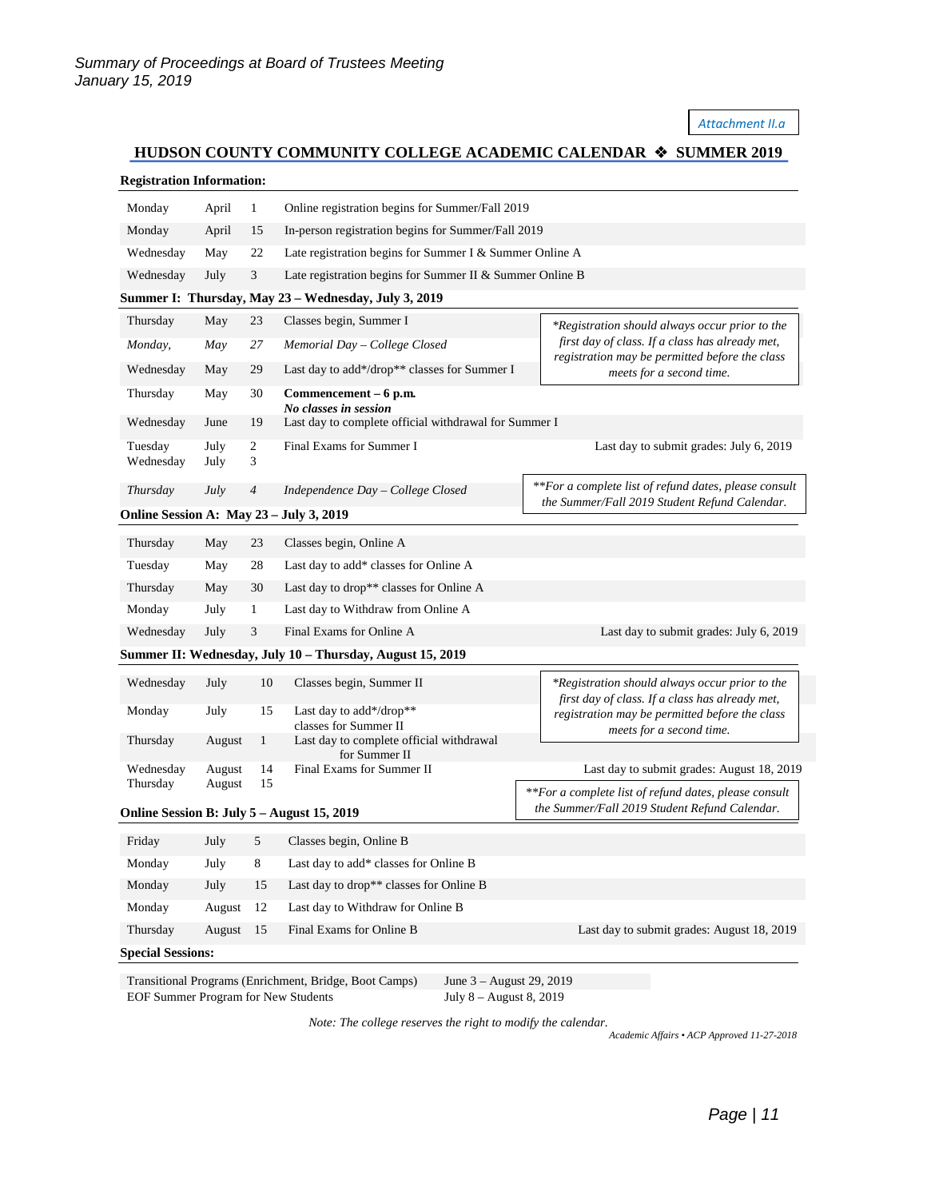*Summary of Proceedings at Board of Trustees Meeting*
*January 15, 2019*

*Attachment II.a*

# HUDSON COUNTY COMMUNITY COLLEGE ACADEMIC CALENDAR ❖ SUMMER 2019

**Registration Information:**

| | | | |
|---|---|---|---|
| Monday | April | 1 | Online registration begins for Summer/Fall 2019 |
| Monday | April | 15 | In-person registration begins for Summer/Fall 2019 |
| Wednesday | May | 22 | Late registration begins for Summer I & Summer Online A |
| Wednesday | July | 3 | Late registration begins for Summer II & Summer Online B |

**Summer I: Thursday, May 23 – Wednesday, July 3, 2019**

| | | | | |
|---|---|---|---|---|
| Thursday | May | 23 | Classes begin, Summer I | |
| *Monday,* | *May* | *27* | *Memorial Day – College Closed* | |
| Wednesday | May | 29 | Last day to add*/drop** classes for Summer I | |
| Thursday | May | 30 | **Commencement – 6 p.m.** ***No classes in session*** | |
| Wednesday | June | 19 | Last day to complete official withdrawal for Summer I | |
| Tuesday<br>Wednesday | July<br>July | 2<br>3 | Final Exams for Summer I | Last day to submit grades: July 6, 2019 |
| *Thursday* | *July* | *4* | *Independence Day – College Closed* | |

*\*Registration should always occur prior to the first day of class. If a class has already met, registration may be permitted before the class meets for a second time.*

*\*\*For a complete list of refund dates, please consult the Summer/Fall 2019 Student Refund Calendar.*

**Online Session A: May 23 – July 3, 2019**

| | | | | |
|---|---|---|---|---|
| Thursday | May | 23 | Classes begin, Online A | |
| Tuesday | May | 28 | Last day to add* classes for Online A | |
| Thursday | May | 30 | Last day to drop** classes for Online A | |
| Monday | July | 1 | Last day to Withdraw from Online A | |
| Wednesday | July | 3 | Final Exams for Online A | Last day to submit grades: July 6, 2019 |

**Summer II: Wednesday, July 10 – Thursday, August 15, 2019**

| | | | | |
|---|---|---|---|---|
| Wednesday | July | 10 | Classes begin, Summer II | |
| Monday | July | 15 | Last day to add*/drop** classes for Summer II | |
| Thursday | August | 1 | Last day to complete official withdrawal for Summer II | |
| Wednesday<br>Thursday | August<br>August | 14<br>15 | Final Exams for Summer II | Last day to submit grades: August 18, 2019 |

*\*Registration should always occur prior to the first day of class. If a class has already met, registration may be permitted before the class meets for a second time.*

*\*\*For a complete list of refund dates, please consult the Summer/Fall 2019 Student Refund Calendar.*

**Online Session B: July 5 – August 15, 2019**

| | | | | |
|---|---|---|---|---|
| Friday | July | 5 | Classes begin, Online B | |
| Monday | July | 8 | Last day to add* classes for Online B | |
| Monday | July | 15 | Last day to drop** classes for Online B | |
| Monday | August | 12 | Last day to Withdraw for Online B | |
| Thursday | August | 15 | Final Exams for Online B | Last day to submit grades: August 18, 2019 |

**Special Sessions:**

| | |
|---|---|
| Transitional Programs (Enrichment, Bridge, Boot Camps) | June 3 – August 29, 2019 |
| EOF Summer Program for New Students | July 8 – August 8, 2019 |

*Note: The college reserves the right to modify the calendar.*

*Academic Affairs • ACP Approved 11-27-2018*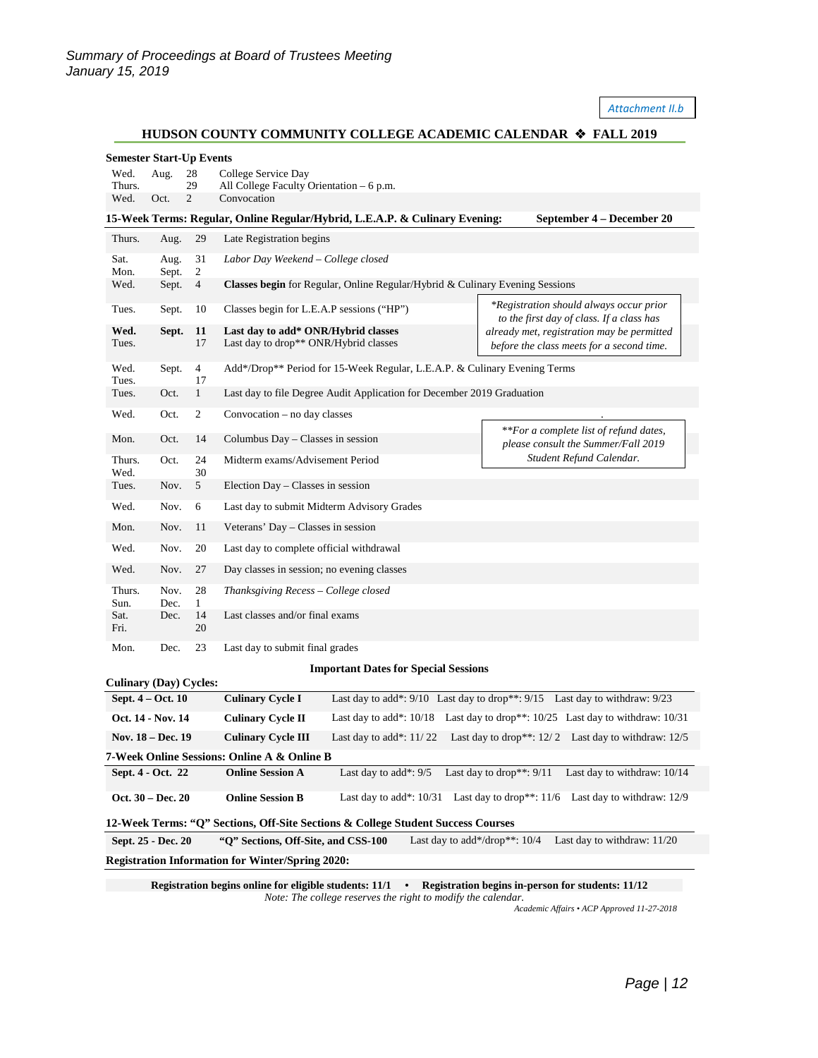Attachment II.b

## HUDSON COUNTY COMMUNITY COLLEGE ACADEMIC CALENDAR ❖ FALL 2019

**Semester Start-Up Events**

| | | | |
|---|---|---|---|
| Wed. | Aug. | 28 | College Service Day |
| Thurs. | | 29 | All College Faculty Orientation – 6 p.m. |
| Wed. | Oct. | 2 | Convocation |

**15-Week Terms: Regular, Online Regular/Hybrid, L.E.A.P. & Culinary Evening: September 4 – December 20**

| | | | |
|---|---|---|---|
| Thurs. | Aug. | 29 | Late Registration begins |
| Sat. Mon. | Aug. Sept. | 31 2 | *Labor Day Weekend – College closed* |
| Wed. | Sept. | 4 | **Classes begin** for Regular, Online Regular/Hybrid & Culinary Evening Sessions |
| Tues. | Sept. | 10 | Classes begin for L.E.A.P sessions ("HP") |
| **Wed.** | **Sept.** | **11** | **Last day to add* ONR/Hybrid classes** |
| Tues. | | 17 | Last day to drop** ONR/Hybrid classes |
| Wed. Tues. | Sept. | 4 17 | Add*/Drop** Period for 15-Week Regular, L.E.A.P. & Culinary Evening Terms |
| Tues. | Oct. | 1 | Last day to file Degree Audit Application for December 2019 Graduation |
| Wed. | Oct. | 2 | Convocation – no day classes |
| Mon. | Oct. | 14 | Columbus Day – Classes in session |
| Thurs. Wed. | Oct. | 24 30 | Midterm exams/Advisement Period |
| Tues. | Nov. | 5 | Election Day – Classes in session |
| Wed. | Nov. | 6 | Last day to submit Midterm Advisory Grades |
| Mon. | Nov. | 11 | Veterans' Day – Classes in session |
| Wed. | Nov. | 20 | Last day to complete official withdrawal |
| Wed. | Nov. | 27 | Day classes in session; no evening classes |
| Thurs. Sun. | Nov. Dec. | 28 1 | *Thanksgiving Recess – College closed* |
| Sat. Fri. | Dec. | 14 20 | Last classes and/or final exams |
| Mon. | Dec. | 23 | Last day to submit final grades |

*\*Registration should always occur prior to the first day of class. If a class has already met, registration may be permitted before the class meets for a second time.*

*\*\*For a complete list of refund dates, please consult the Summer/Fall 2019 Student Refund Calendar.*

### Important Dates for Special Sessions

**Culinary (Day) Cycles:**

| | | | | |
|---|---|---|---|---|
| **Sept. 4 – Oct. 10** | **Culinary Cycle I** | Last day to add*: 9/10 | Last day to drop**: 9/15 | Last day to withdraw: 9/23 |
| **Oct. 14 - Nov. 14** | **Culinary Cycle II** | Last day to add*: 10/18 | Last day to drop**: 10/25 | Last day to withdraw: 10/31 |
| **Nov. 18 – Dec. 19** | **Culinary Cycle III** | Last day to add*: 11/ 22 | Last day to drop**: 12/ 2 | Last day to withdraw: 12/5 |

**7-Week Online Sessions: Online A & Online B**

| | | | | |
|---|---|---|---|---|
| **Sept. 4 - Oct. 22** | **Online Session A** | Last day to add*: 9/5 | Last day to drop**: 9/11 | Last day to withdraw: 10/14 |
| **Oct. 30 – Dec. 20** | **Online Session B** | Last day to add*: 10/31 | Last day to drop**: 11/6 | Last day to withdraw: 12/9 |

**12-Week Terms: "Q" Sections, Off-Site Sections & College Student Success Courses**

| | | | |
|---|---|---|---|
| **Sept. 25 - Dec. 20** | **"Q" Sections, Off-Site, and CSS-100** | Last day to add*/drop**: 10/4 | Last day to withdraw: 11/20 |

**Registration Information for Winter/Spring 2020:**

**Registration begins online for eligible students: 11/1 • Registration begins in-person for students: 11/12**

*Note: The college reserves the right to modify the calendar.*

*Academic Affairs • ACP Approved 11-27-2018*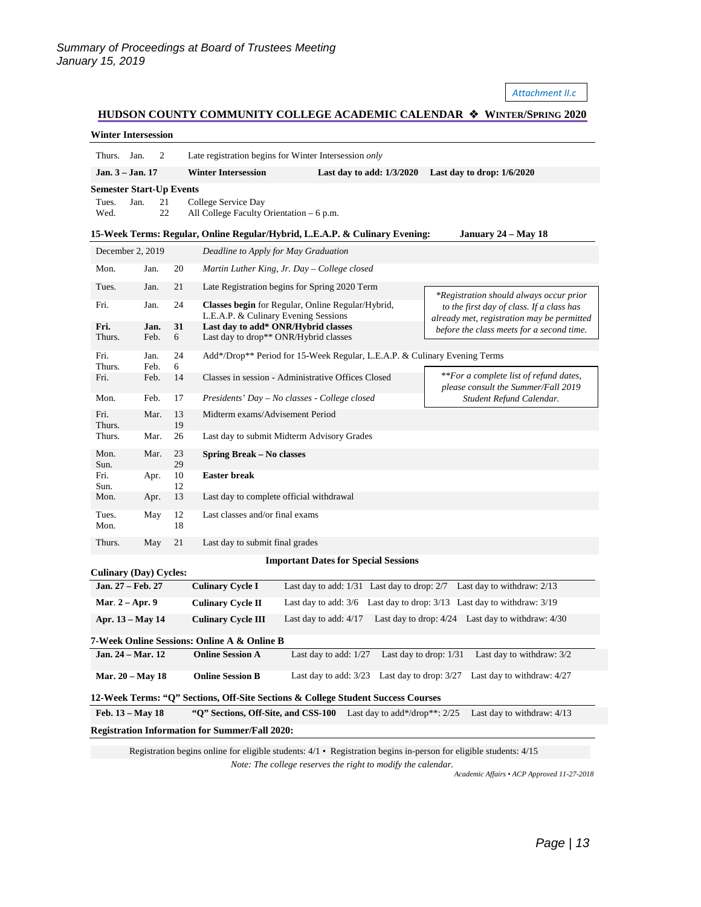*Summary of Proceedings at Board of Trustees Meeting*
*January 15, 2019*

*Attachment II.c*

## HUDSON COUNTY COMMUNITY COLLEGE ACADEMIC CALENDAR ❖ WINTER/SPRING 2020

### Winter Intersession

| | | |
|---|---|---|
| Thurs. Jan. 2 | Late registration begins for Winter Intersession *only* | |
| **Jan. 3 – Jan. 17** | **Winter Intersession** | **Last day to add: 1/3/2020** **Last day to drop: 1/6/2020** |

### Semester Start-Up Events

| | |
|---|---|
| Tues. Jan. 21 | College Service Day |
| Wed. 22 | All College Faculty Orientation – 6 p.m. |

### 15-Week Terms: Regular, Online Regular/Hybrid, L.E.A.P. & Culinary Evening: January 24 – May 18

| Date | | | Event |
|---|---|---|---|
| December 2, 2019 | | | *Deadline to Apply for May Graduation* |
| Mon. | Jan. | 20 | *Martin Luther King, Jr. Day – College closed* |
| Tues. | Jan. | 21 | Late Registration begins for Spring 2020 Term |
| Fri. | Jan. | 24 | **Classes begin** for Regular, Online Regular/Hybrid, L.E.A.P. & Culinary Evening Sessions |
| **Fri.** | **Jan.** | **31** | **Last day to add* ONR/Hybrid classes** |
| Thurs. | Feb. | 6 | Last day to drop** ONR/Hybrid classes |
| Fri. – Thurs. | Jan. – Feb. | 24 – 6 | Add*/Drop** Period for 15-Week Regular, L.E.A.P. & Culinary Evening Terms |
| Fri. | Feb. | 14 | Classes in session - Administrative Offices Closed |
| Mon. | Feb. | 17 | *Presidents' Day – No classes - College closed* |
| Fri. – Thurs. | Mar. | 13 – 19 | Midterm exams/Advisement Period |
| Thurs. | Mar. | 26 | Last day to submit Midterm Advisory Grades |
| Mon. – Sun. | Mar. | 23 – 29 | **Spring Break – No classes** |
| Fri. – Sun. | Apr. | 10 – 12 | **Easter break** |
| Mon. | Apr. | 13 | Last day to complete official withdrawal |
| Tues. – Mon. | May | 12 – 18 | Last classes and/or final exams |
| Thurs. | May | 21 | Last day to submit final grades |

*\*Registration should always occur prior to the first day of class. If a class has already met, registration may be permitted before the class meets for a second time.*

*\*\*For a complete list of refund dates, please consult the Summer/Fall 2019 Student Refund Calendar.*

### Important Dates for Special Sessions

**Culinary (Day) Cycles:**

| | | | | |
|---|---|---|---|---|
| **Jan. 27 – Feb. 27** | **Culinary Cycle I** | Last day to add: 1/31 | Last day to drop: 2/7 | Last day to withdraw: 2/13 |
| **Mar. 2 – Apr. 9** | **Culinary Cycle II** | Last day to add: 3/6 | Last day to drop: 3/13 | Last day to withdraw: 3/19 |
| **Apr. 13 – May 14** | **Culinary Cycle III** | Last day to add: 4/17 | Last day to drop: 4/24 | Last day to withdraw: 4/30 |

**7-Week Online Sessions: Online A & Online B**

| | | | | |
|---|---|---|---|---|
| **Jan. 24 – Mar. 12** | **Online Session A** | Last day to add: 1/27 | Last day to drop: 1/31 | Last day to withdraw: 3/2 |
| **Mar. 20 – May 18** | **Online Session B** | Last day to add: 3/23 | Last day to drop: 3/27 | Last day to withdraw: 4/27 |

**12-Week Terms: "Q" Sections, Off-Site Sections & College Student Success Courses**

| | | | |
|---|---|---|---|
| **Feb. 13 – May 18** | **"Q" Sections, Off-Site, and CSS-100** | Last day to add*/drop**: 2/25 | Last day to withdraw: 4/13 |

**Registration Information for Summer/Fall 2020:**

Registration begins online for eligible students: 4/1 • Registration begins in-person for eligible students: 4/15

*Note: The college reserves the right to modify the calendar.*

*Academic Affairs • ACP Approved 11-27-2018*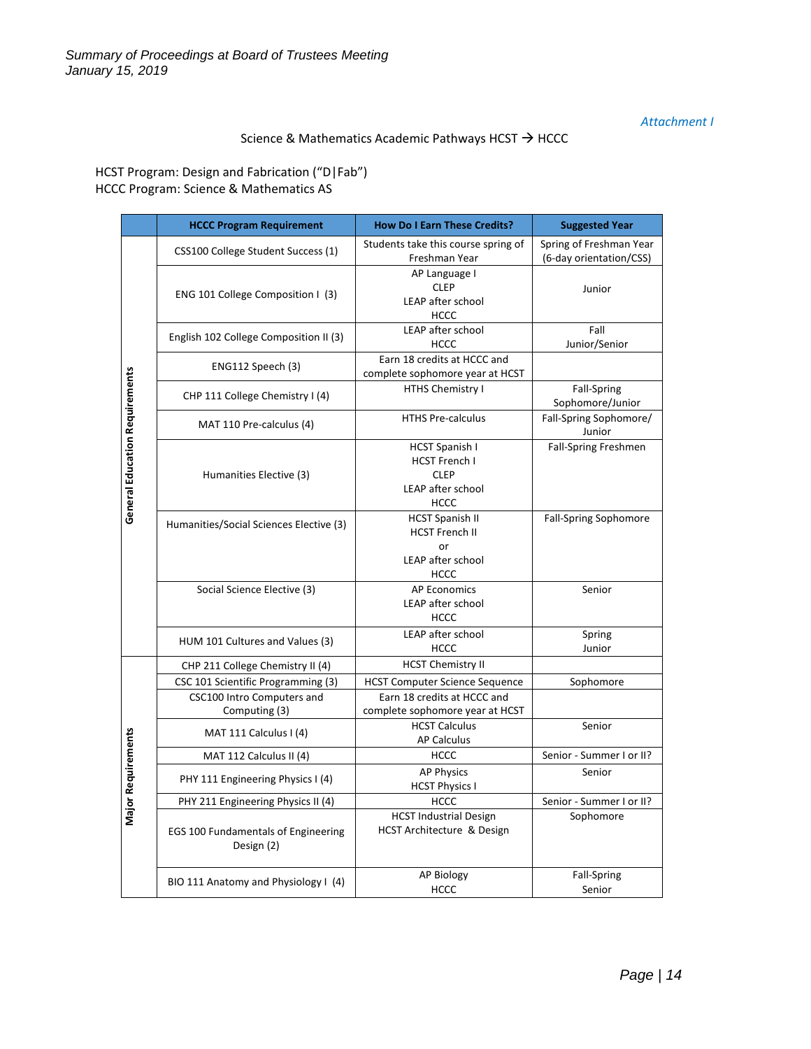*Attachment I*

Science & Mathematics Academic Pathways HCST → HCCC

HCST Program: Design and Fabrication ("D|Fab")
HCCC Program: Science & Mathematics AS

| | HCCC Program Requirement | How Do I Earn These Credits? | Suggested Year |
|---|---|---|---|
| General Education Requirements | CSS100 College Student Success (1) | Students take this course spring of Freshman Year | Spring of Freshman Year (6-day orientation/CSS) |
| | ENG 101 College Composition I (3) | AP Language I<br>CLEP<br>LEAP after school<br>HCCC | Junior |
| | English 102 College Composition II (3) | LEAP after school<br>HCCC | Fall<br>Junior/Senior |
| | ENG112 Speech (3) | Earn 18 credits at HCCC and complete sophomore year at HCST | |
| | CHP 111 College Chemistry I (4) | HTHS Chemistry I | Fall-Spring<br>Sophomore/Junior |
| | MAT 110 Pre-calculus (4) | HTHS Pre-calculus | Fall-Spring Sophomore/ Junior |
| | Humanities Elective (3) | HCST Spanish I<br>HCST French I<br>CLEP<br>LEAP after school<br>HCCC | Fall-Spring Freshmen |
| | Humanities/Social Sciences Elective (3) | HCST Spanish II<br>HCST French II<br>or<br>LEAP after school<br>HCCC | Fall-Spring Sophomore |
| | Social Science Elective (3) | AP Economics<br>LEAP after school<br>HCCC | Senior |
| | HUM 101 Cultures and Values (3) | LEAP after school<br>HCCC | Spring<br>Junior |
| Major Requirements | CHP 211 College Chemistry II (4) | HCST Chemistry II | |
| | CSC 101 Scientific Programming (3) | HCST Computer Science Sequence | Sophomore |
| | CSC100 Intro Computers and Computing (3) | Earn 18 credits at HCCC and complete sophomore year at HCST | |
| | MAT 111 Calculus I (4) | HCST Calculus<br>AP Calculus | Senior |
| | MAT 112 Calculus II (4) | HCCC | Senior - Summer I or II? |
| | PHY 111 Engineering Physics I (4) | AP Physics<br>HCST Physics I | Senior |
| | PHY 211 Engineering Physics II (4) | HCCC | Senior - Summer I or II? |
| | EGS 100 Fundamentals of Engineering Design (2) | HCST Industrial Design<br>HCST Architecture & Design | Sophomore |
| | BIO 111 Anatomy and Physiology I (4) | AP Biology<br>HCCC | Fall-Spring<br>Senior |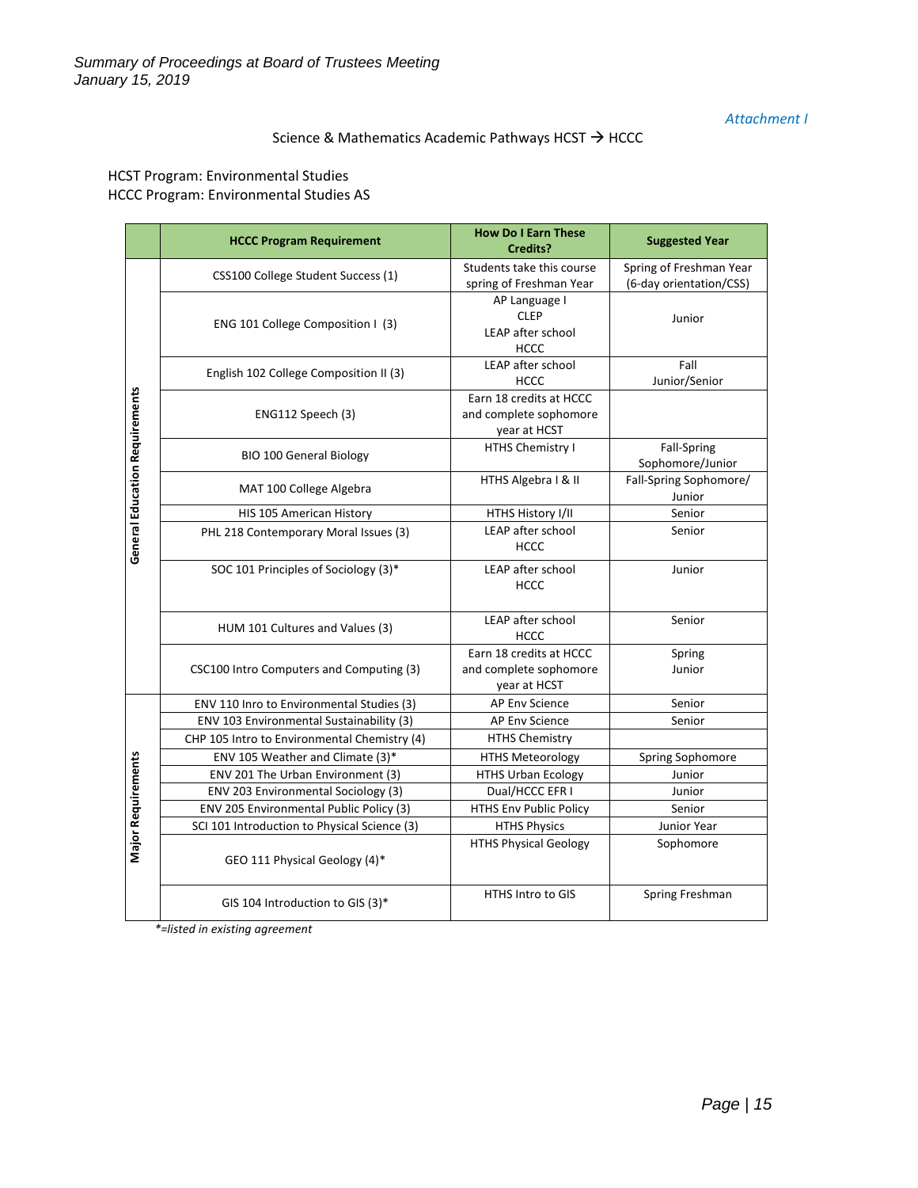*Summary of Proceedings at Board of Trustees Meeting*
*January 15, 2019*

*Attachment I*

Science & Mathematics Academic Pathways HCST → HCCC

HCST Program: Environmental Studies
HCCC Program: Environmental Studies AS

| | HCCC Program Requirement | How Do I Earn These Credits? | Suggested Year |
|---|---|---|---|
| General Education Requirements | CSS100 College Student Success (1) | Students take this course spring of Freshman Year | Spring of Freshman Year (6-day orientation/CSS) |
| | ENG 101 College Composition I (3) | AP Language I<br>CLEP<br>LEAP after school<br>HCCC | Junior |
| | English 102 College Composition II (3) | LEAP after school<br>HCCC | Fall<br>Junior/Senior |
| | ENG112 Speech (3) | Earn 18 credits at HCCC and complete sophomore year at HCST | |
| | BIO 100 General Biology | HTHS Chemistry I | Fall-Spring Sophomore/Junior |
| | MAT 100 College Algebra | HTHS Algebra I & II | Fall-Spring Sophomore/ Junior |
| | HIS 105 American History | HTHS History I/II | Senior |
| | PHL 218 Contemporary Moral Issues (3) | LEAP after school<br>HCCC | Senior |
| | SOC 101 Principles of Sociology (3)* | LEAP after school<br>HCCC | Junior |
| | HUM 101 Cultures and Values (3) | LEAP after school<br>HCCC | Senior |
| | CSC100 Intro Computers and Computing (3) | Earn 18 credits at HCCC and complete sophomore year at HCST | Spring<br>Junior |
| Major Requirements | ENV 110 Inro to Environmental Studies (3) | AP Env Science | Senior |
| | ENV 103 Environmental Sustainability (3) | AP Env Science | Senior |
| | CHP 105 Intro to Environmental Chemistry (4) | HTHS Chemistry | |
| | ENV 105 Weather and Climate (3)* | HTHS Meteorology | Spring Sophomore |
| | ENV 201 The Urban Environment (3) | HTHS Urban Ecology | Junior |
| | ENV 203 Environmental Sociology (3) | Dual/HCCC EFR I | Junior |
| | ENV 205 Environmental Public Policy (3) | HTHS Env Public Policy | Senior |
| | SCI 101 Introduction to Physical Science (3) | HTHS Physics | Junior Year |
| | GEO 111 Physical Geology (4)* | HTHS Physical Geology | Sophomore |
| | GIS 104 Introduction to GIS (3)* | HTHS Intro to GIS | Spring Freshman |

*\*=listed in existing agreement*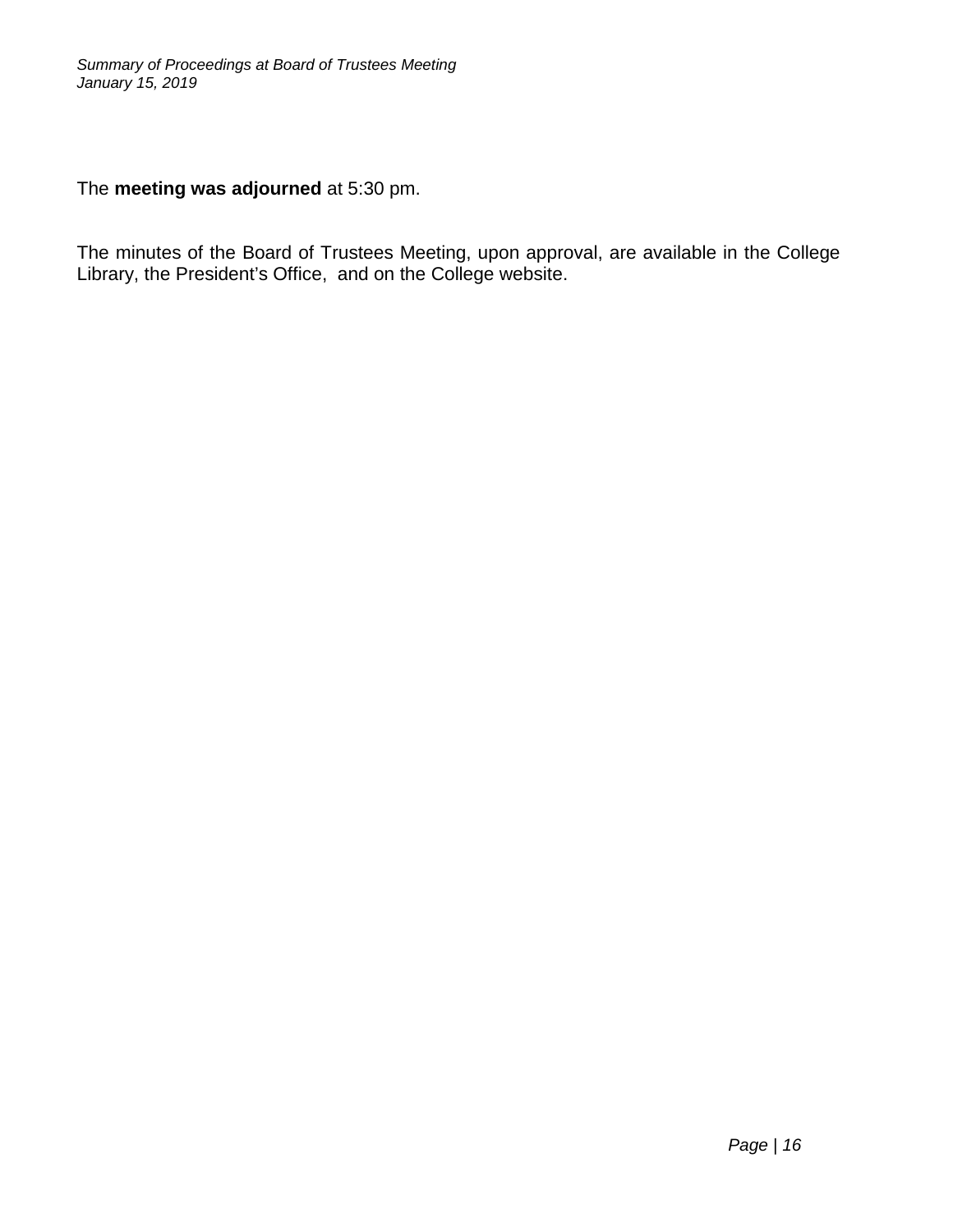The **meeting was adjourned** at 5:30 pm.

The minutes of the Board of Trustees Meeting, upon approval, are available in the College Library, the President's Office, and on the College website.